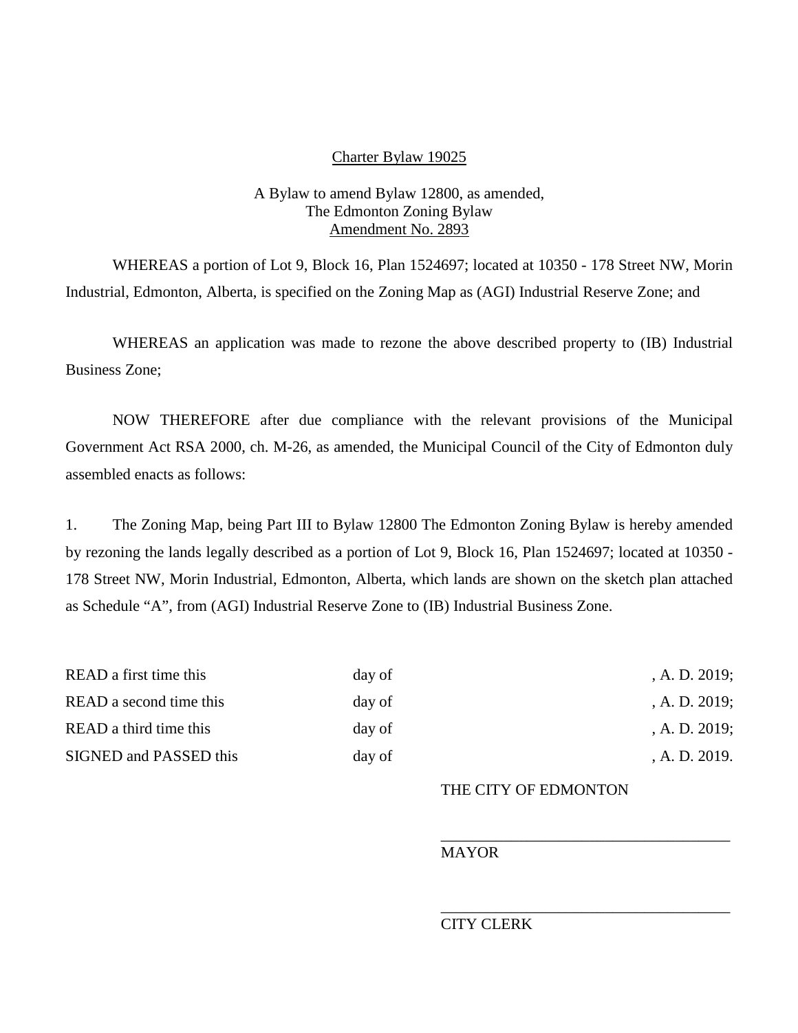Charter Bylaw 19025

A Bylaw to amend Bylaw 12800, as amended,
The Edmonton Zoning Bylaw
Amendment No. 2893

WHEREAS a portion of Lot 9, Block 16, Plan 1524697; located at 10350 - 178 Street NW, Morin Industrial, Edmonton, Alberta, is specified on the Zoning Map as (AGI) Industrial Reserve Zone; and

WHEREAS an application was made to rezone the above described property to (IB) Industrial Business Zone;

NOW THEREFORE after due compliance with the relevant provisions of the Municipal Government Act RSA 2000, ch. M-26, as amended, the Municipal Council of the City of Edmonton duly assembled enacts as follows:

1. The Zoning Map, being Part III to Bylaw 12800 The Edmonton Zoning Bylaw is hereby amended by rezoning the lands legally described as a portion of Lot 9, Block 16, Plan 1524697; located at 10350 - 178 Street NW, Morin Industrial, Edmonton, Alberta, which lands are shown on the sketch plan attached as Schedule "A", from (AGI) Industrial Reserve Zone to (IB) Industrial Business Zone.

| | | |
|---|---|---|
| READ a first time this | day of | , A. D. 2019; |
| READ a second time this | day of | , A. D. 2019; |
| READ a third time this | day of | , A. D. 2019; |
| SIGNED and PASSED this | day of | , A. D. 2019. |

THE CITY OF EDMONTON

_________________________________
MAYOR

_________________________________
CITY CLERK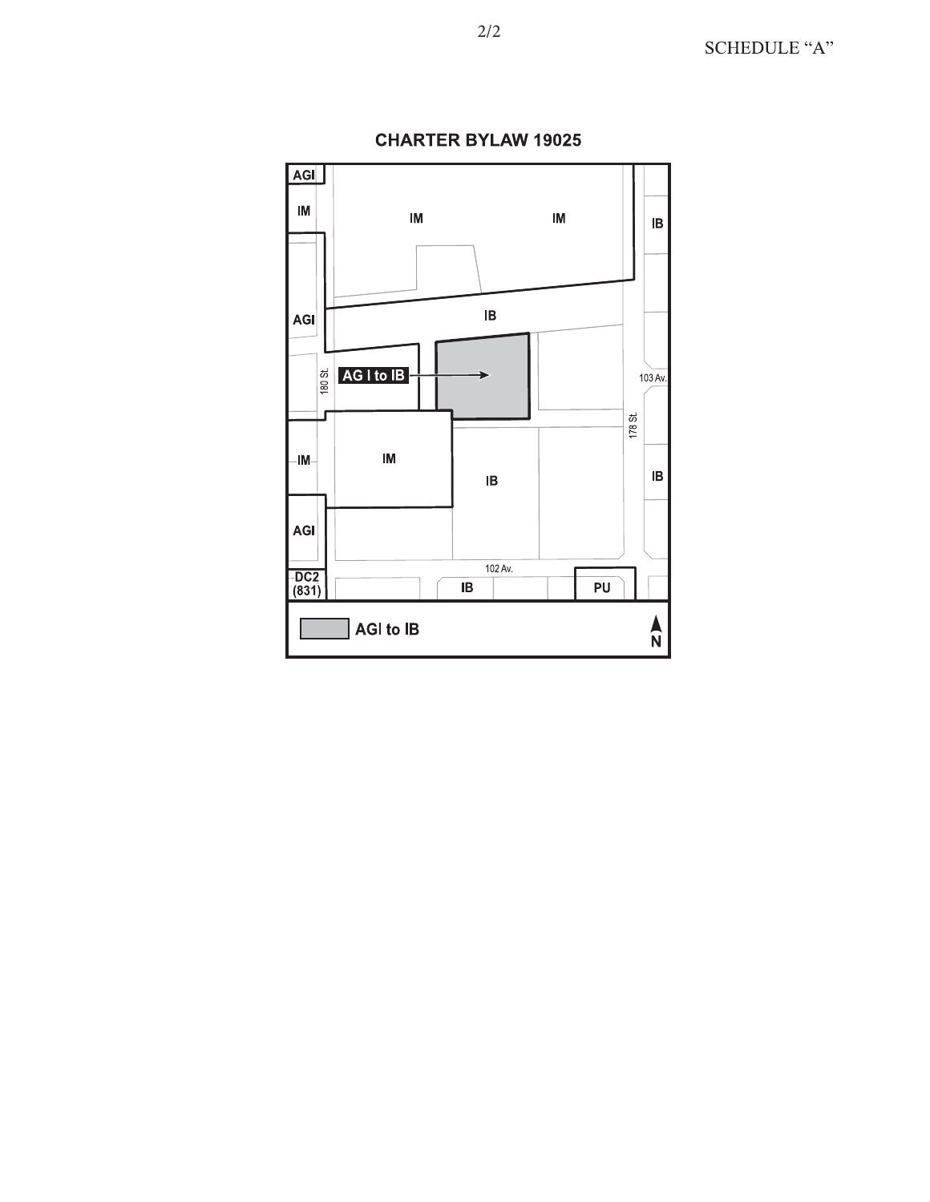SCHEDULE "A"

**CHARTER BYLAW 19025**

AGI

IM

IM

IM

IB

AGI

IB

180 St.

AG I to IB

103 Av.

178 St.

IM

IM

IB

IB

AGI

102 Av.

DC2 (831)

IB

PU

AGI to IB

N